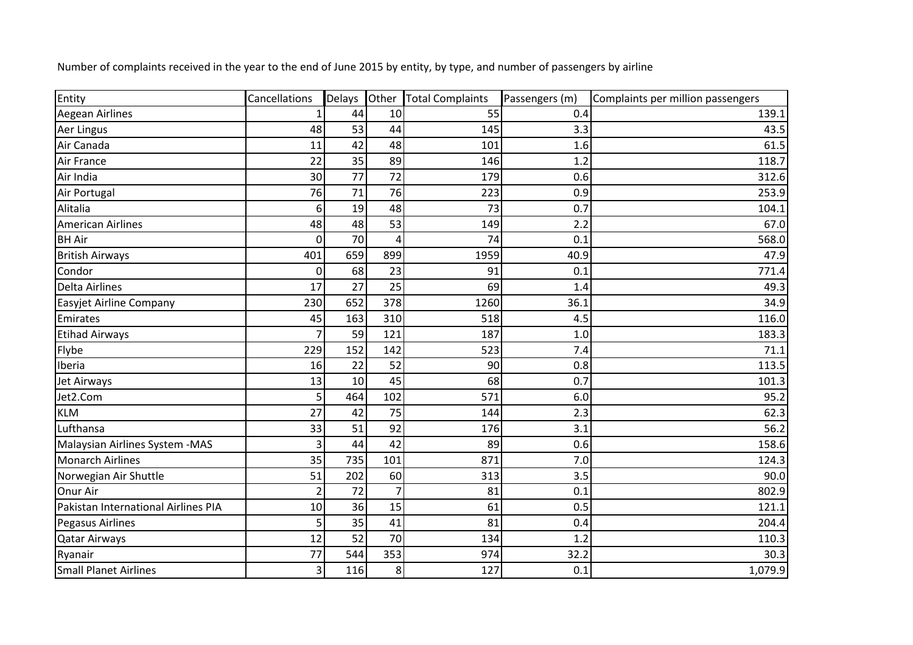Number of complaints received in the year to the end of June 2015 by entity, by type, and number of passengers by airline

| Entity | Cancellations | Delays | Other | Total Complaints | Passengers (m) | Complaints per million passengers |
|---|---|---|---|---|---|---|
| Aegean Airlines | 1 | 44 | 10 | 55 | 0.4 | 139.1 |
| Aer Lingus | 48 | 53 | 44 | 145 | 3.3 | 43.5 |
| Air Canada | 11 | 42 | 48 | 101 | 1.6 | 61.5 |
| Air France | 22 | 35 | 89 | 146 | 1.2 | 118.7 |
| Air India | 30 | 77 | 72 | 179 | 0.6 | 312.6 |
| Air Portugal | 76 | 71 | 76 | 223 | 0.9 | 253.9 |
| Alitalia | 6 | 19 | 48 | 73 | 0.7 | 104.1 |
| American Airlines | 48 | 48 | 53 | 149 | 2.2 | 67.0 |
| BH Air | 0 | 70 | 4 | 74 | 0.1 | 568.0 |
| British Airways | 401 | 659 | 899 | 1959 | 40.9 | 47.9 |
| Condor | 0 | 68 | 23 | 91 | 0.1 | 771.4 |
| Delta Airlines | 17 | 27 | 25 | 69 | 1.4 | 49.3 |
| Easyjet Airline Company | 230 | 652 | 378 | 1260 | 36.1 | 34.9 |
| Emirates | 45 | 163 | 310 | 518 | 4.5 | 116.0 |
| Etihad Airways | 7 | 59 | 121 | 187 | 1.0 | 183.3 |
| Flybe | 229 | 152 | 142 | 523 | 7.4 | 71.1 |
| Iberia | 16 | 22 | 52 | 90 | 0.8 | 113.5 |
| Jet Airways | 13 | 10 | 45 | 68 | 0.7 | 101.3 |
| Jet2.Com | 5 | 464 | 102 | 571 | 6.0 | 95.2 |
| KLM | 27 | 42 | 75 | 144 | 2.3 | 62.3 |
| Lufthansa | 33 | 51 | 92 | 176 | 3.1 | 56.2 |
| Malaysian Airlines System -MAS | 3 | 44 | 42 | 89 | 0.6 | 158.6 |
| Monarch Airlines | 35 | 735 | 101 | 871 | 7.0 | 124.3 |
| Norwegian Air Shuttle | 51 | 202 | 60 | 313 | 3.5 | 90.0 |
| Onur Air | 2 | 72 | 7 | 81 | 0.1 | 802.9 |
| Pakistan International Airlines PIA | 10 | 36 | 15 | 61 | 0.5 | 121.1 |
| Pegasus Airlines | 5 | 35 | 41 | 81 | 0.4 | 204.4 |
| Qatar Airways | 12 | 52 | 70 | 134 | 1.2 | 110.3 |
| Ryanair | 77 | 544 | 353 | 974 | 32.2 | 30.3 |
| Small Planet Airlines | 3 | 116 | 8 | 127 | 0.1 | 1,079.9 |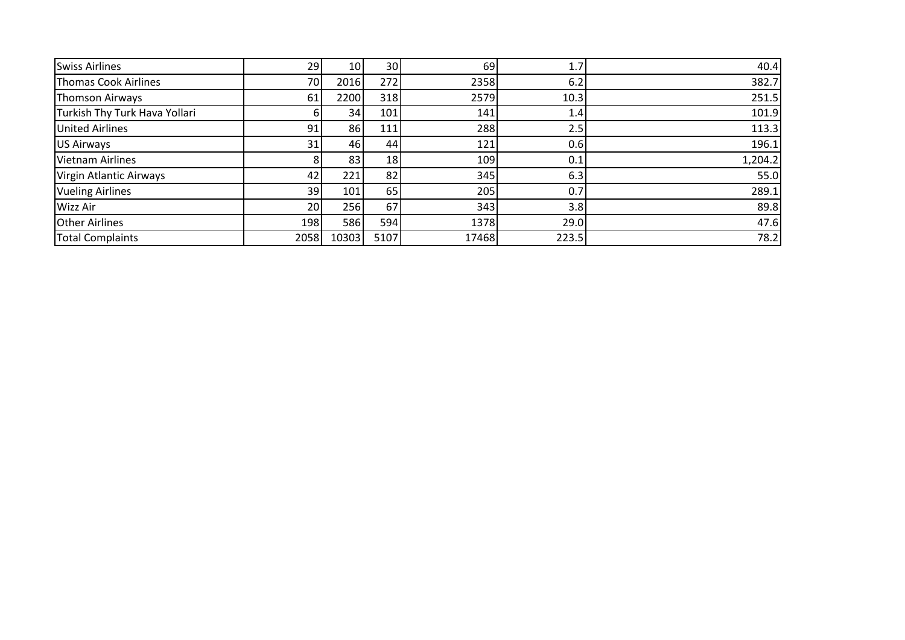| | | | | | | |
|---|---|---|---|---|---|---|
| Swiss Airlines | 29 | 10 | 30 | 69 | 1.7 | 40.4 |
| Thomas Cook Airlines | 70 | 2016 | 272 | 2358 | 6.2 | 382.7 |
| Thomson Airways | 61 | 2200 | 318 | 2579 | 10.3 | 251.5 |
| Turkish Thy Turk Hava Yollari | 6 | 34 | 101 | 141 | 1.4 | 101.9 |
| United Airlines | 91 | 86 | 111 | 288 | 2.5 | 113.3 |
| US Airways | 31 | 46 | 44 | 121 | 0.6 | 196.1 |
| Vietnam Airlines | 8 | 83 | 18 | 109 | 0.1 | 1,204.2 |
| Virgin Atlantic Airways | 42 | 221 | 82 | 345 | 6.3 | 55.0 |
| Vueling Airlines | 39 | 101 | 65 | 205 | 0.7 | 289.1 |
| Wizz Air | 20 | 256 | 67 | 343 | 3.8 | 89.8 |
| Other Airlines | 198 | 586 | 594 | 1378 | 29.0 | 47.6 |
| Total Complaints | 2058 | 10303 | 5107 | 17468 | 223.5 | 78.2 |